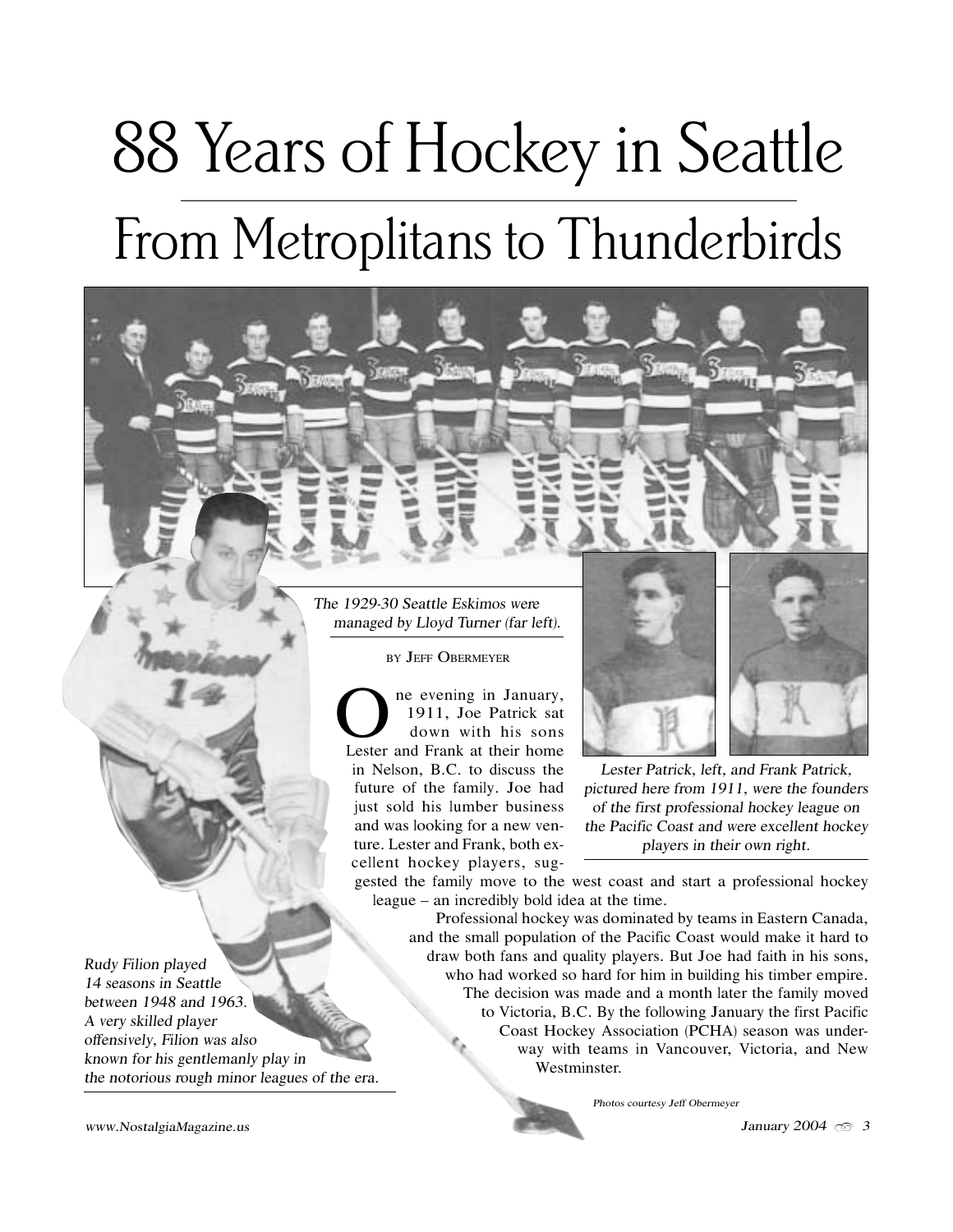# 88 Years of Hockey in Seattle

## From Metroplitans to Thunderbirds

*The 1929-30 Seattle Eskimos were managed by Lloyd Turner (far left).*

*Rudy Filion played 14 seasons in Seattle between 1948 and 1963. A very skilled player offensively, Filion was also known for his gentlemanly play in the notorious rough minor leagues of the era.*

*Lester Patrick, left, and Frank Patrick, pictured here from 1911, were the founders of the first professional hockey league on the Pacific Coast and were excellent hockey players in their own right.*

BY JEFF OBERMEYER

One evening in January, 1911, Joe Patrick sat down with his sons Lester and Frank at their home in Nelson, B.C. to discuss the future of the family. Joe had just sold his lumber business and was looking for a new venture. Lester and Frank, both excellent hockey players, suggested the family move to the west coast and start a professional hockey league – an incredibly bold idea at the time.

Professional hockey was dominated by teams in Eastern Canada, and the small population of the Pacific Coast would make it hard to draw both fans and quality players. But Joe had faith in his sons, who had worked so hard for him in building his timber empire. The decision was made and a month later the family moved to Victoria, B.C. By the following January the first Pacific Coast Hockey Association (PCHA) season was underway with teams in Vancouver, Victoria, and New Westminster.

*Photos courtesy Jeff Obermeyer*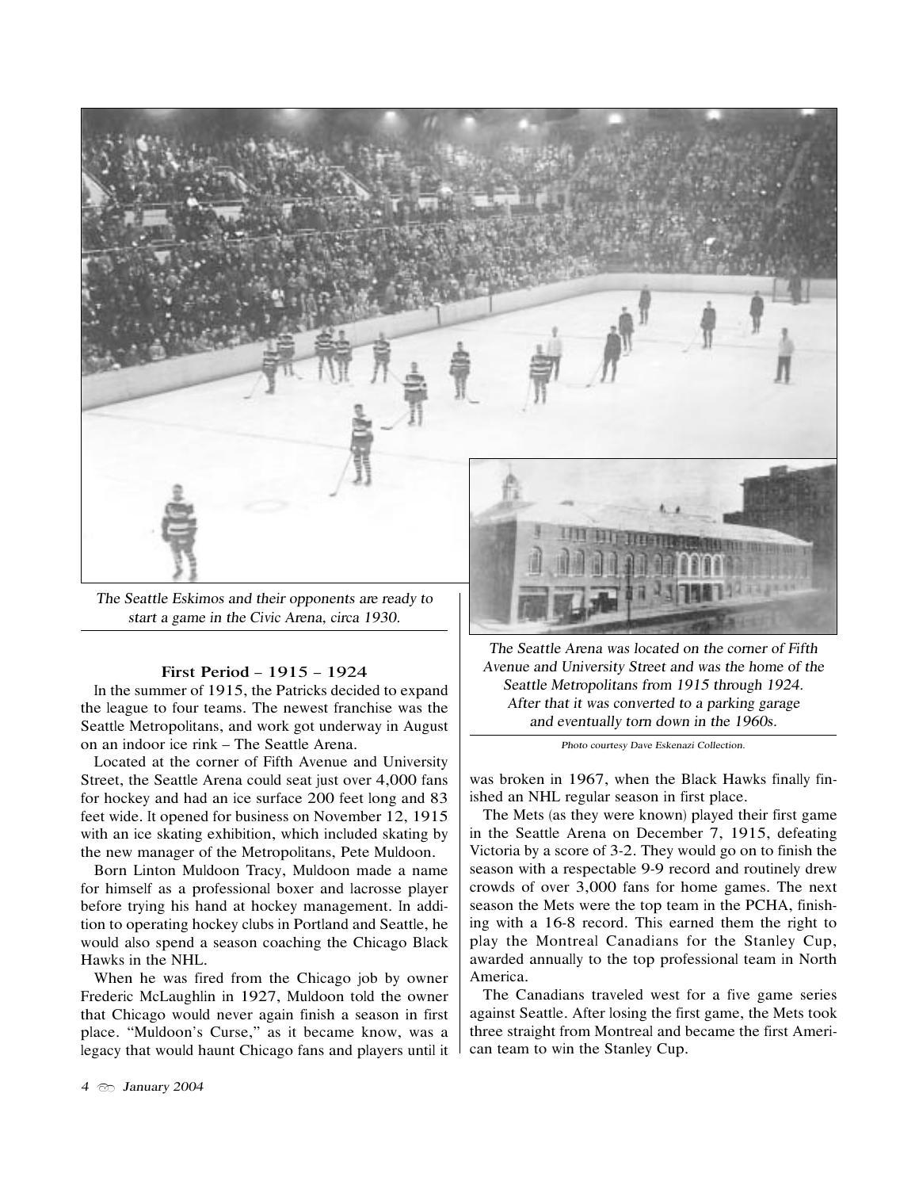The Seattle Eskimos and their opponents are ready to start a game in the Civic Arena, circa 1930.

The Seattle Arena was located on the corner of Fifth Avenue and University Street and was the home of the Seattle Metropolitans from 1915 through 1924. After that it was converted to a parking garage and eventually torn down in the 1960s.

Photo courtesy Dave Eskenazi Collection.

### First Period – 1915 – 1924

In the summer of 1915, the Patricks decided to expand the league to four teams. The newest franchise was the Seattle Metropolitans, and work got underway in August on an indoor ice rink – The Seattle Arena.

Located at the corner of Fifth Avenue and University Street, the Seattle Arena could seat just over 4,000 fans for hockey and had an ice surface 200 feet long and 83 feet wide. It opened for business on November 12, 1915 with an ice skating exhibition, which included skating by the new manager of the Metropolitans, Pete Muldoon.

Born Linton Muldoon Tracy, Muldoon made a name for himself as a professional boxer and lacrosse player before trying his hand at hockey management. In addition to operating hockey clubs in Portland and Seattle, he would also spend a season coaching the Chicago Black Hawks in the NHL.

When he was fired from the Chicago job by owner Frederic McLaughlin in 1927, Muldoon told the owner that Chicago would never again finish a season in first place. "Muldoon's Curse," as it became know, was a legacy that would haunt Chicago fans and players until it was broken in 1967, when the Black Hawks finally finished an NHL regular season in first place.

The Mets (as they were known) played their first game in the Seattle Arena on December 7, 1915, defeating Victoria by a score of 3-2. They would go on to finish the season with a respectable 9-9 record and routinely drew crowds of over 3,000 fans for home games. The next season the Mets were the top team in the PCHA, finishing with a 16-8 record. This earned them the right to play the Montreal Canadians for the Stanley Cup, awarded annually to the top professional team in North America.

The Canadians traveled west for a five game series against Seattle. After losing the first game, the Mets took three straight from Montreal and became the first American team to win the Stanley Cup.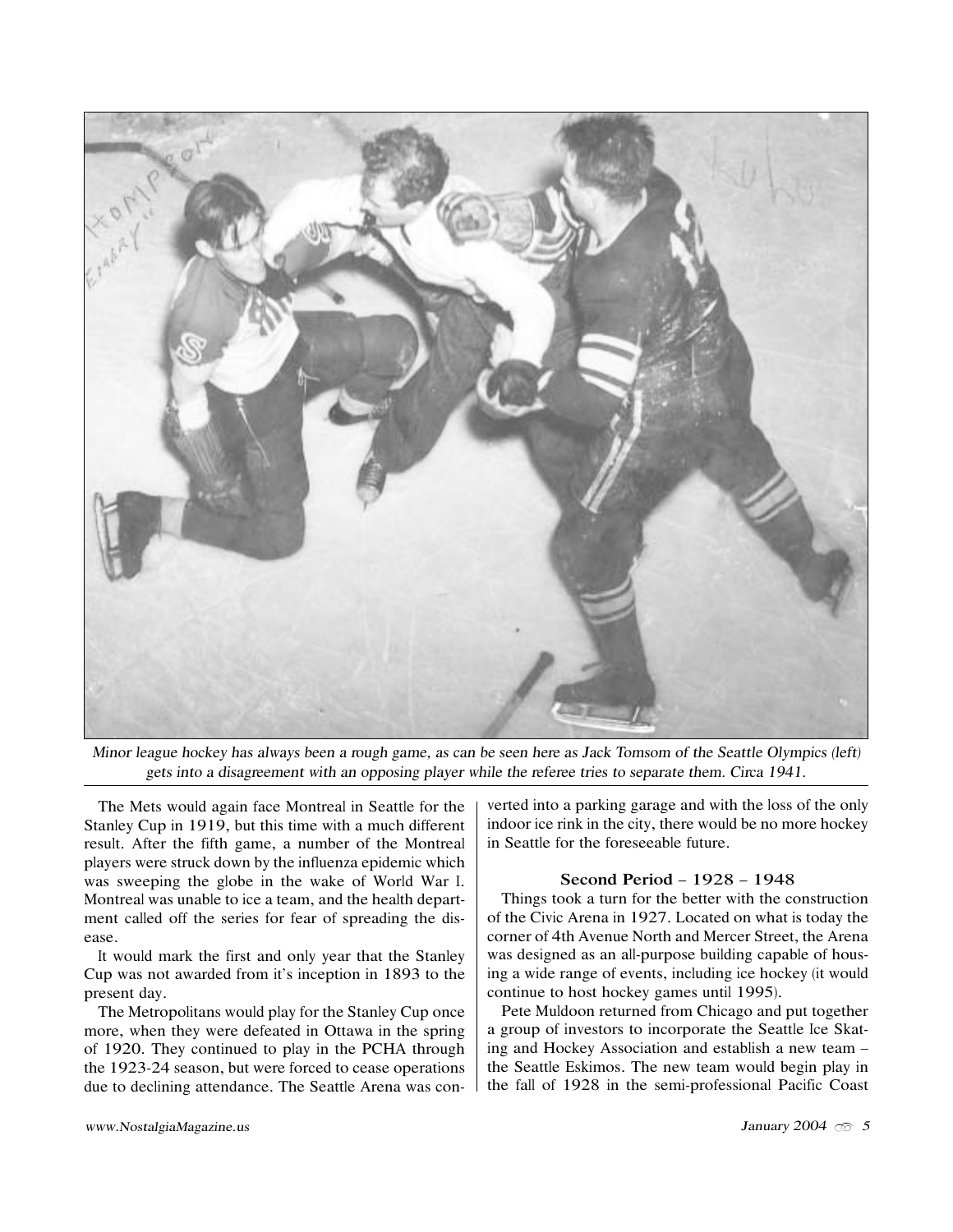Minor league hockey has always been a rough game, as can be seen here as Jack Tomsom of the Seattle Olympics (left) gets into a disagreement with an opposing player while the referee tries to separate them. Circa 1941.

The Mets would again face Montreal in Seattle for the Stanley Cup in 1919, but this time with a much different result. After the fifth game, a number of the Montreal players were struck down by the influenza epidemic which was sweeping the globe in the wake of World War I. Montreal was unable to ice a team, and the health department called off the series for fear of spreading the disease.

It would mark the first and only year that the Stanley Cup was not awarded from it's inception in 1893 to the present day.

The Metropolitans would play for the Stanley Cup once more, when they were defeated in Ottawa in the spring of 1920. They continued to play in the PCHA through the 1923-24 season, but were forced to cease operations due to declining attendance. The Seattle Arena was converted into a parking garage and with the loss of the only indoor ice rink in the city, there would be no more hockey in Seattle for the foreseeable future.

### Second Period – 1928 – 1948

Things took a turn for the better with the construction of the Civic Arena in 1927. Located on what is today the corner of 4th Avenue North and Mercer Street, the Arena was designed as an all-purpose building capable of housing a wide range of events, including ice hockey (it would continue to host hockey games until 1995).

Pete Muldoon returned from Chicago and put together a group of investors to incorporate the Seattle Ice Skating and Hockey Association and establish a new team – the Seattle Eskimos. The new team would begin play in the fall of 1928 in the semi-professional Pacific Coast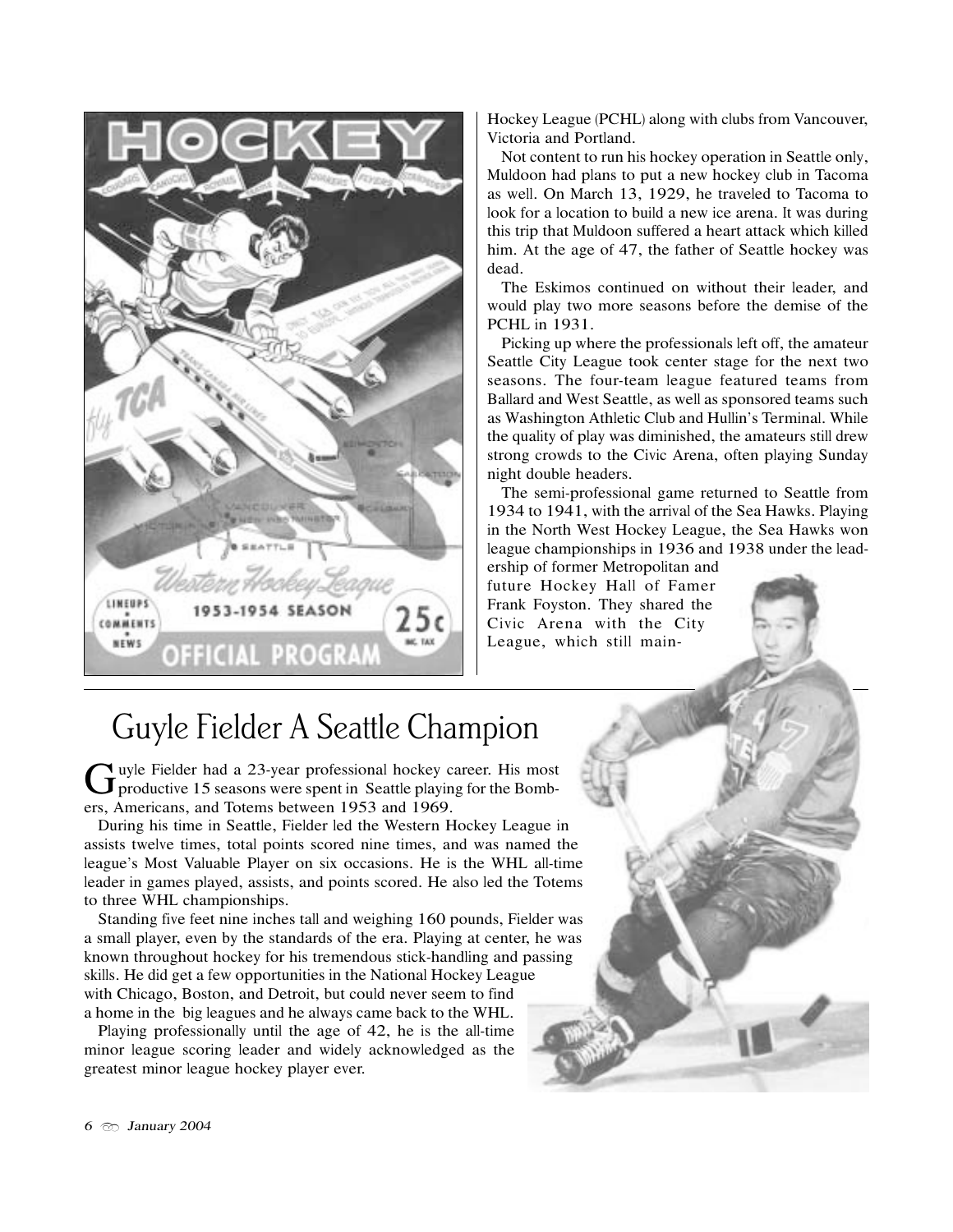Hockey League (PCHL) along with clubs from Vancouver, Victoria and Portland.

Not content to run his hockey operation in Seattle only, Muldoon had plans to put a new hockey club in Tacoma as well. On March 13, 1929, he traveled to Tacoma to look for a location to build a new ice arena. It was during this trip that Muldoon suffered a heart attack which killed him. At the age of 47, the father of Seattle hockey was dead.

The Eskimos continued on without their leader, and would play two more seasons before the demise of the PCHL in 1931.

Picking up where the professionals left off, the amateur Seattle City League took center stage for the next two seasons. The four-team league featured teams from Ballard and West Seattle, as well as sponsored teams such as Washington Athletic Club and Hullin's Terminal. While the quality of play was diminished, the amateurs still drew strong crowds to the Civic Arena, often playing Sunday night double headers.

The semi-professional game returned to Seattle from 1934 to 1941, with the arrival of the Sea Hawks. Playing in the North West Hockey League, the Sea Hawks won league championships in 1936 and 1938 under the leadership of former Metropolitan and future Hockey Hall of Famer Frank Foyston. They shared the Civic Arena with the City League, which still main-

## Guyle Fielder A Seattle Champion

Guyle Fielder had a 23-year professional hockey career. His most productive 15 seasons were spent in Seattle playing for the Bombers, Americans, and Totems between 1953 and 1969.

During his time in Seattle, Fielder led the Western Hockey League in assists twelve times, total points scored nine times, and was named the league's Most Valuable Player on six occasions. He is the WHL all-time leader in games played, assists, and points scored. He also led the Totems to three WHL championships.

Standing five feet nine inches tall and weighing 160 pounds, Fielder was a small player, even by the standards of the era. Playing at center, he was known throughout hockey for his tremendous stick-handling and passing skills. He did get a few opportunities in the National Hockey League with Chicago, Boston, and Detroit, but could never seem to find a home in the big leagues and he always came back to the WHL.

Playing professionally until the age of 42, he is the all-time minor league scoring leader and widely acknowledged as the greatest minor league hockey player ever.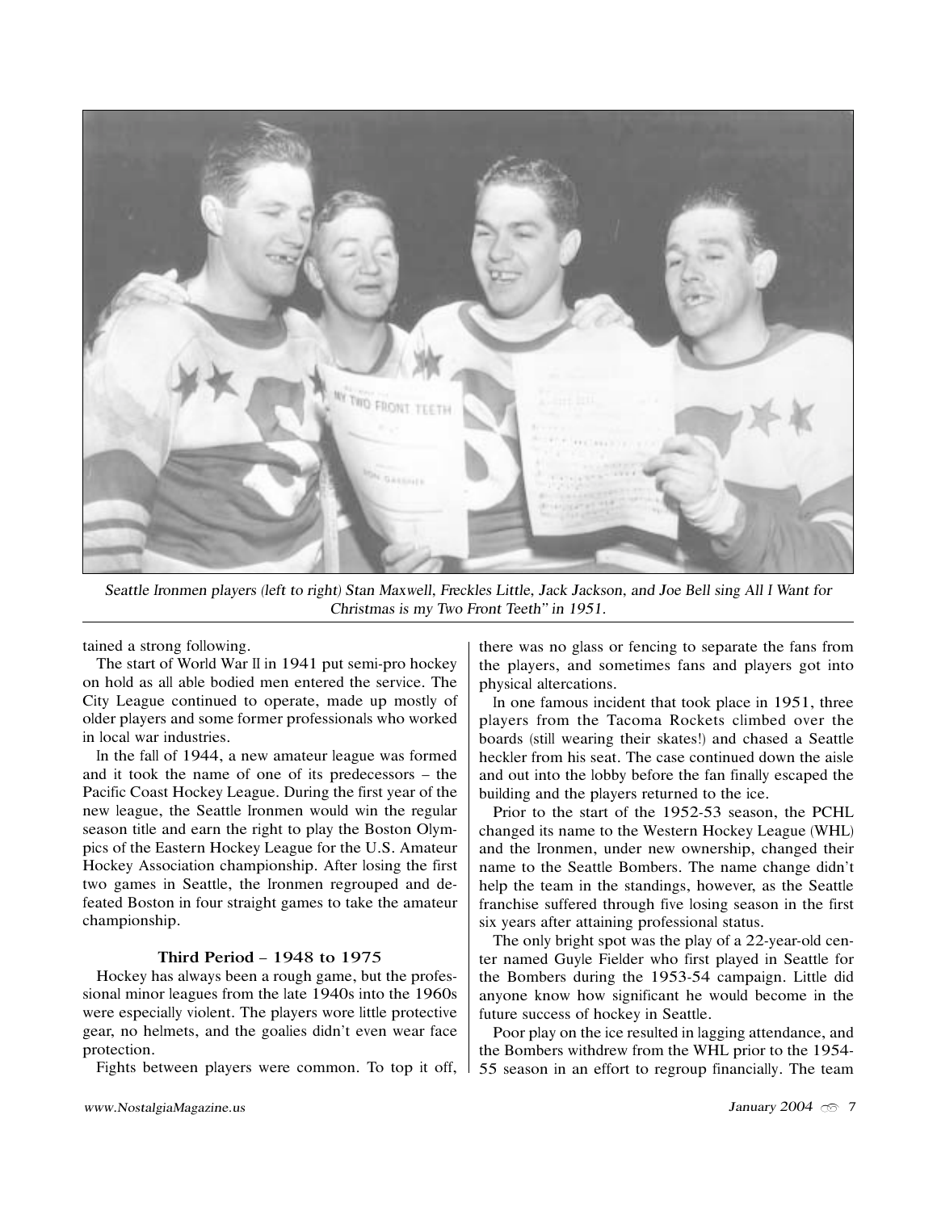Seattle Ironmen players (left to right) Stan Maxwell, Freckles Little, Jack Jackson, and Joe Bell sing All I Want for Christmas is my Two Front Teeth" in 1951.

tained a strong following.

The start of World War II in 1941 put semi-pro hockey on hold as all able bodied men entered the service. The City League continued to operate, made up mostly of older players and some former professionals who worked in local war industries.

In the fall of 1944, a new amateur league was formed and it took the name of one of its predecessors – the Pacific Coast Hockey League. During the first year of the new league, the Seattle Ironmen would win the regular season title and earn the right to play the Boston Olympics of the Eastern Hockey League for the U.S. Amateur Hockey Association championship. After losing the first two games in Seattle, the Ironmen regrouped and defeated Boston in four straight games to take the amateur championship.

### Third Period – 1948 to 1975

Hockey has always been a rough game, but the professional minor leagues from the late 1940s into the 1960s were especially violent. The players wore little protective gear, no helmets, and the goalies didn't even wear face protection.

Fights between players were common. To top it off, there was no glass or fencing to separate the fans from the players, and sometimes fans and players got into physical altercations.

In one famous incident that took place in 1951, three players from the Tacoma Rockets climbed over the boards (still wearing their skates!) and chased a Seattle heckler from his seat. The case continued down the aisle and out into the lobby before the fan finally escaped the building and the players returned to the ice.

Prior to the start of the 1952-53 season, the PCHL changed its name to the Western Hockey League (WHL) and the Ironmen, under new ownership, changed their name to the Seattle Bombers. The name change didn't help the team in the standings, however, as the Seattle franchise suffered through five losing season in the first six years after attaining professional status.

The only bright spot was the play of a 22-year-old center named Guyle Fielder who first played in Seattle for the Bombers during the 1953-54 campaign. Little did anyone know how significant he would become in the future success of hockey in Seattle.

Poor play on the ice resulted in lagging attendance, and the Bombers withdrew from the WHL prior to the 1954-55 season in an effort to regroup financially. The team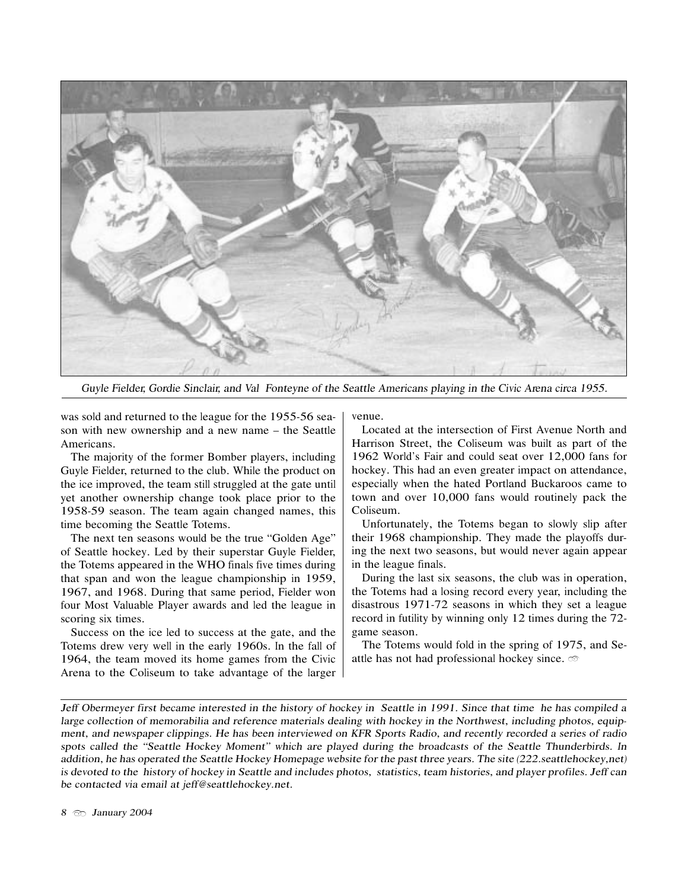Guyle Fielder, Gordie Sinclair, and Val Fonteyne of the Seattle Americans playing in the Civic Arena circa 1955.

was sold and returned to the league for the 1955-56 season with new ownership and a new name – the Seattle Americans.

The majority of the former Bomber players, including Guyle Fielder, returned to the club. While the product on the ice improved, the team still struggled at the gate until yet another ownership change took place prior to the 1958-59 season. The team again changed names, this time becoming the Seattle Totems.

The next ten seasons would be the true "Golden Age" of Seattle hockey. Led by their superstar Guyle Fielder, the Totems appeared in the WHO finals five times during that span and won the league championship in 1959, 1967, and 1968. During that same period, Fielder won four Most Valuable Player awards and led the league in scoring six times.

Success on the ice led to success at the gate, and the Totems drew very well in the early 1960s. In the fall of 1964, the team moved its home games from the Civic Arena to the Coliseum to take advantage of the larger venue.

Located at the intersection of First Avenue North and Harrison Street, the Coliseum was built as part of the 1962 World's Fair and could seat over 12,000 fans for hockey. This had an even greater impact on attendance, especially when the hated Portland Buckaroos came to town and over 10,000 fans would routinely pack the Coliseum.

Unfortunately, the Totems began to slowly slip after their 1968 championship. They made the playoffs during the next two seasons, but would never again appear in the league finals.

During the last six seasons, the club was in operation, the Totems had a losing record every year, including the disastrous 1971-72 seasons in which they set a league record in futility by winning only 12 times during the 72-game season.

The Totems would fold in the spring of 1975, and Seattle has not had professional hockey since.

---

*Jeff Obermeyer first became interested in the history of hockey in Seattle in 1991. Since that time he has compiled a large collection of memorabilia and reference materials dealing with hockey in the Northwest, including photos, equipment, and newspaper clippings. He has been interviewed on KFR Sports Radio, and recently recorded a series of radio spots called the "Seattle Hockey Moment" which are played during the broadcasts of the Seattle Thunderbirds. In addition, he has operated the Seattle Hockey Homepage website for the past three years. The site (222.seattlehockey,net) is devoted to the history of hockey in Seattle and includes photos, statistics, team histories, and player profiles. Jeff can be contacted via email at jeff@seattlehockey.net.*